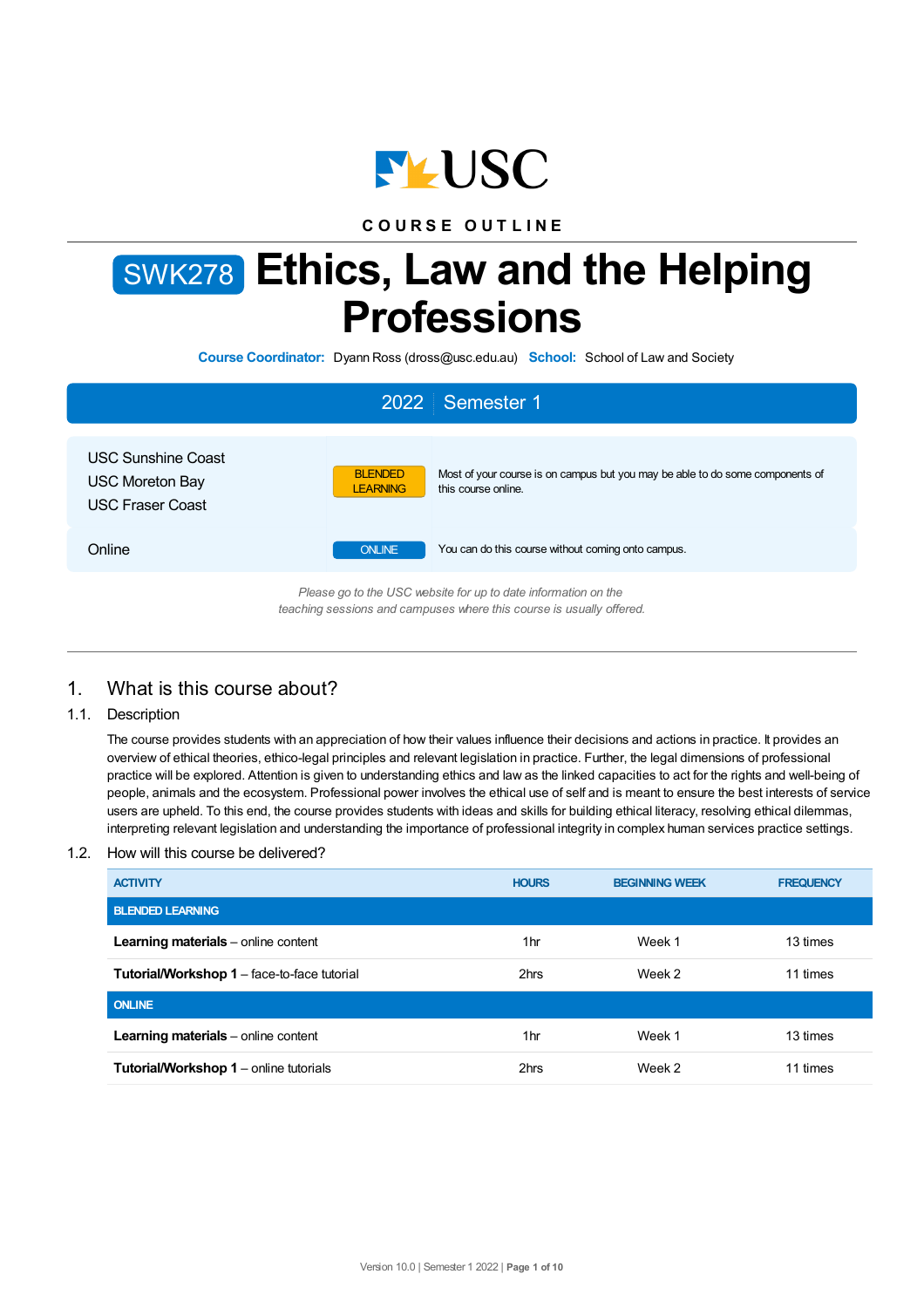USC

COURSE OUTLINE

# SWK278 Ethics, Law and the Helping Professions

**Course Coordinator:** Dyann Ross (dross@usc.edu.au) **School:** School of Law and Society

## 2022 | Semester 1

| | | |
|---|---|---|
| USC Sunshine Coast<br>USC Moreton Bay<br>USC Fraser Coast | BLENDED LEARNING | Most of your course is on campus but you may be able to do some components of this course online. |
| Online | ONLINE | You can do this course without coming onto campus. |

*Please go to the USC website for up to date information on the teaching sessions and campuses where this course is usually offered.*

## 1. What is this course about?

### 1.1. Description

The course provides students with an appreciation of how their values influence their decisions and actions in practice. It provides an overview of ethical theories, ethico-legal principles and relevant legislation in practice. Further, the legal dimensions of professional practice will be explored. Attention is given to understanding ethics and law as the linked capacities to act for the rights and well-being of people, animals and the ecosystem. Professional power involves the ethical use of self and is meant to ensure the best interests of service users are upheld. To this end, the course provides students with ideas and skills for building ethical literacy, resolving ethical dilemmas, interpreting relevant legislation and understanding the importance of professional integrity in complex human services practice settings.

### 1.2. How will this course be delivered?

| ACTIVITY | HOURS | BEGINNING WEEK | FREQUENCY |
|---|---|---|---|
| **BLENDED LEARNING** | | | |
| **Learning materials** – online content | 1hr | Week 1 | 13 times |
| **Tutorial/Workshop 1** – face-to-face tutorial | 2hrs | Week 2 | 11 times |
| **ONLINE** | | | |
| **Learning materials** – online content | 1hr | Week 1 | 13 times |
| **Tutorial/Workshop 1** – online tutorials | 2hrs | Week 2 | 11 times |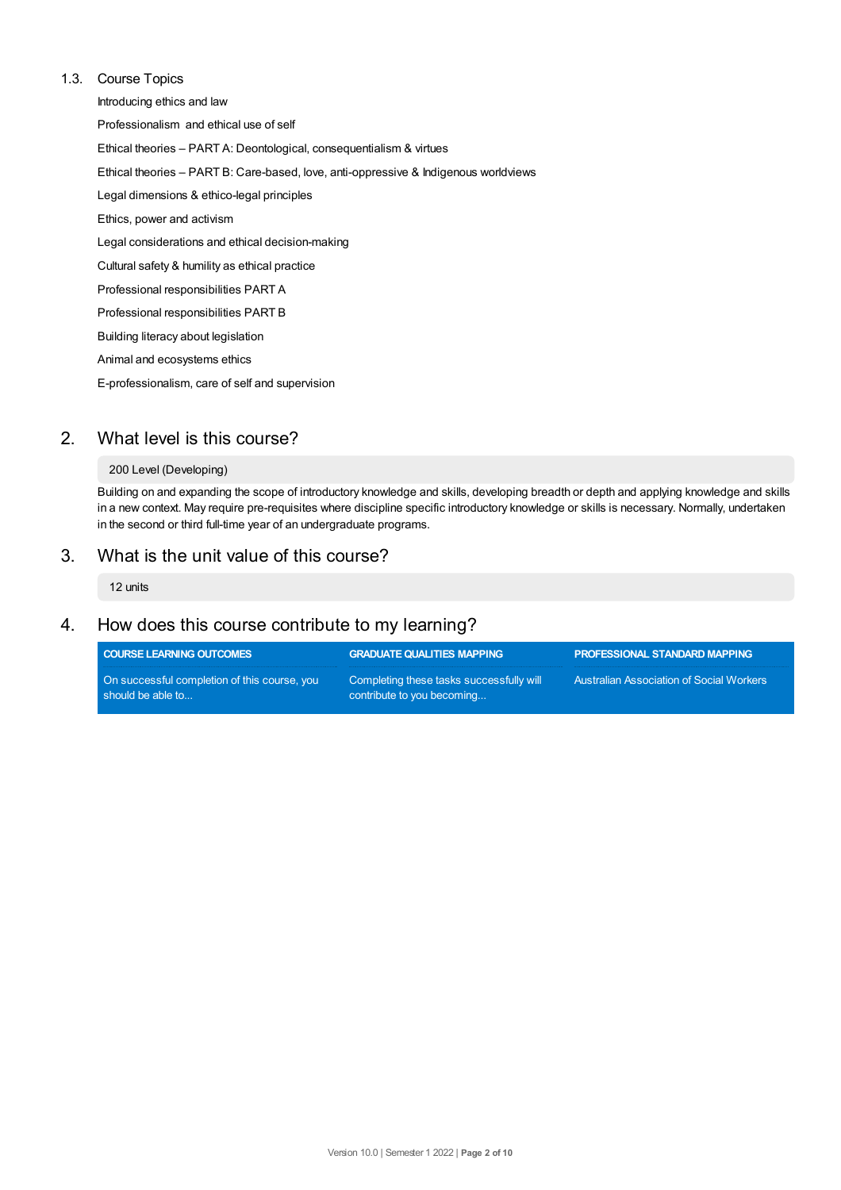### 1.3. Course Topics

Introducing ethics and law

Professionalism and ethical use of self

Ethical theories – PART A: Deontological, consequentialism & virtues

Ethical theories – PART B: Care-based, love, anti-oppressive & Indigenous worldviews

Legal dimensions & ethico-legal principles

Ethics, power and activism

Legal considerations and ethical decision-making

Cultural safety & humility as ethical practice

Professional responsibilities PART A

Professional responsibilities PART B

Building literacy about legislation

Animal and ecosystems ethics

E-professionalism, care of self and supervision

## 2. What level is this course?

200 Level (Developing)

Building on and expanding the scope of introductory knowledge and skills, developing breadth or depth and applying knowledge and skills in a new context. May require pre-requisites where discipline specific introductory knowledge or skills is necessary. Normally, undertaken in the second or third full-time year of an undergraduate programs.

## 3. What is the unit value of this course?

12 units

## 4. How does this course contribute to my learning?

| COURSE LEARNING OUTCOMES | GRADUATE QUALITIES MAPPING | PROFESSIONAL STANDARD MAPPING |
| --- | --- | --- |
| On successful completion of this course, you should be able to... | Completing these tasks successfully will contribute to you becoming... | Australian Association of Social Workers |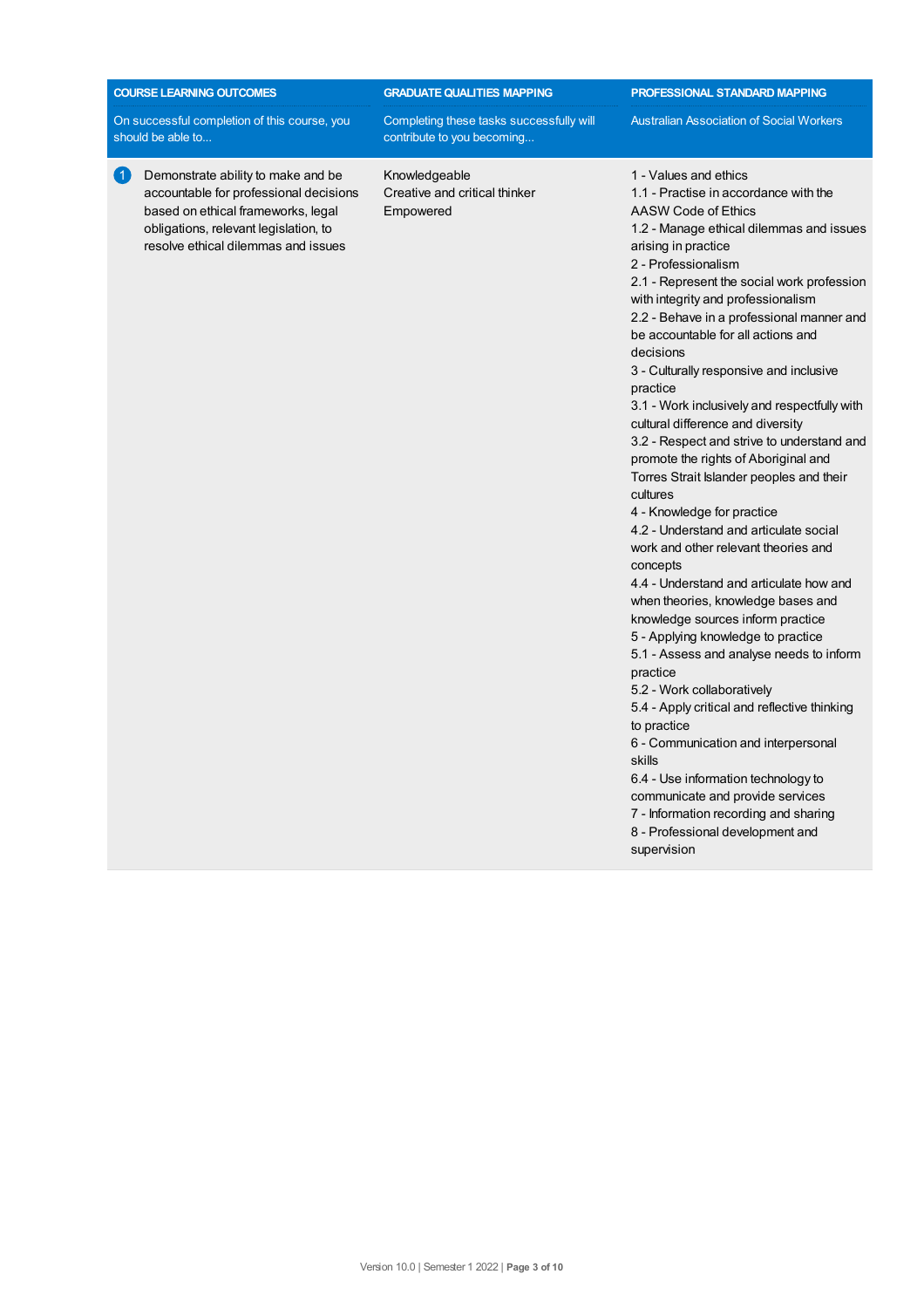| COURSE LEARNING OUTCOMES | GRADUATE QUALITIES MAPPING | PROFESSIONAL STANDARD MAPPING |
| --- | --- | --- |
| On successful completion of this course, you should be able to... | Completing these tasks successfully will contribute to you becoming... | Australian Association of Social Workers |
| 1 Demonstrate ability to make and be accountable for professional decisions based on ethical frameworks, legal obligations, relevant legislation, to resolve ethical dilemmas and issues | Knowledgeable<br>Creative and critical thinker<br>Empowered | 1 - Values and ethics<br>1.1 - Practise in accordance with the AASW Code of Ethics<br>1.2 - Manage ethical dilemmas and issues arising in practice<br>2 - Professionalism<br>2.1 - Represent the social work profession with integrity and professionalism<br>2.2 - Behave in a professional manner and be accountable for all actions and decisions<br>3 - Culturally responsive and inclusive practice<br>3.1 - Work inclusively and respectfully with cultural difference and diversity<br>3.2 - Respect and strive to understand and promote the rights of Aboriginal and Torres Strait Islander peoples and their cultures<br>4 - Knowledge for practice<br>4.2 - Understand and articulate social work and other relevant theories and concepts<br>4.4 - Understand and articulate how and when theories, knowledge bases and knowledge sources inform practice<br>5 - Applying knowledge to practice<br>5.1 - Assess and analyse needs to inform practice<br>5.2 - Work collaboratively<br>5.4 - Apply critical and reflective thinking to practice<br>6 - Communication and interpersonal skills<br>6.4 - Use information technology to communicate and provide services<br>7 - Information recording and sharing<br>8 - Professional development and supervision |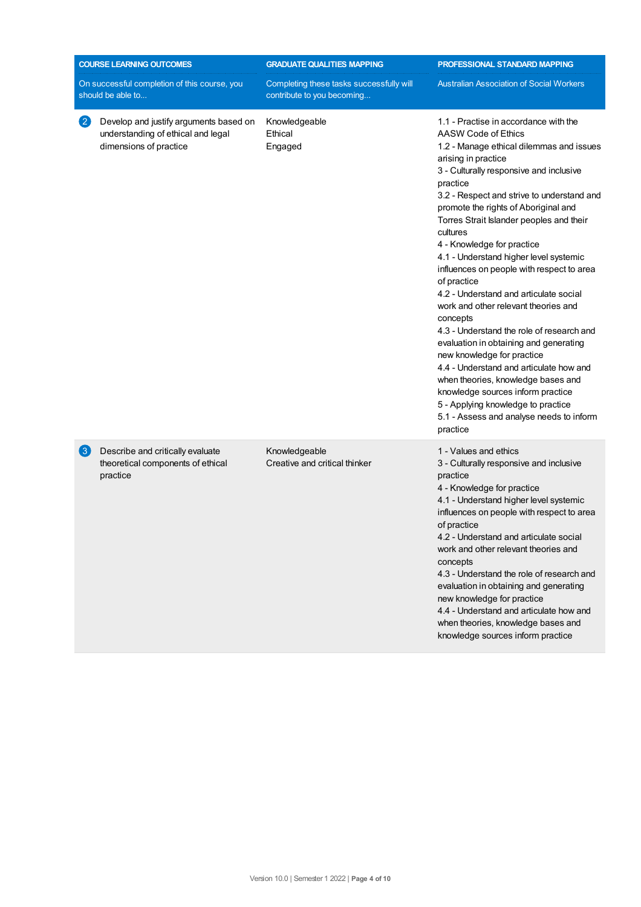| COURSE LEARNING OUTCOMES<br>On successful completion of this course, you should be able to... | GRADUATE QUALITIES MAPPING<br>Completing these tasks successfully will contribute to you becoming... | PROFESSIONAL STANDARD MAPPING<br>Australian Association of Social Workers |
|---|---|---|
| 2 Develop and justify arguments based on understanding of ethical and legal dimensions of practice | Knowledgeable<br>Ethical<br>Engaged | 1.1 - Practise in accordance with the AASW Code of Ethics<br>1.2 - Manage ethical dilemmas and issues arising in practice<br>3 - Culturally responsive and inclusive practice<br>3.2 - Respect and strive to understand and promote the rights of Aboriginal and Torres Strait Islander peoples and their cultures<br>4 - Knowledge for practice<br>4.1 - Understand higher level systemic influences on people with respect to area of practice<br>4.2 - Understand and articulate social work and other relevant theories and concepts<br>4.3 - Understand the role of research and evaluation in obtaining and generating new knowledge for practice<br>4.4 - Understand and articulate how and when theories, knowledge bases and knowledge sources inform practice<br>5 - Applying knowledge to practice<br>5.1 - Assess and analyse needs to inform practice |
| 3 Describe and critically evaluate theoretical components of ethical practice | Knowledgeable<br>Creative and critical thinker | 1 - Values and ethics<br>3 - Culturally responsive and inclusive practice<br>4 - Knowledge for practice<br>4.1 - Understand higher level systemic influences on people with respect to area of practice<br>4.2 - Understand and articulate social work and other relevant theories and concepts<br>4.3 - Understand the role of research and evaluation in obtaining and generating new knowledge for practice<br>4.4 - Understand and articulate how and when theories, knowledge bases and knowledge sources inform practice |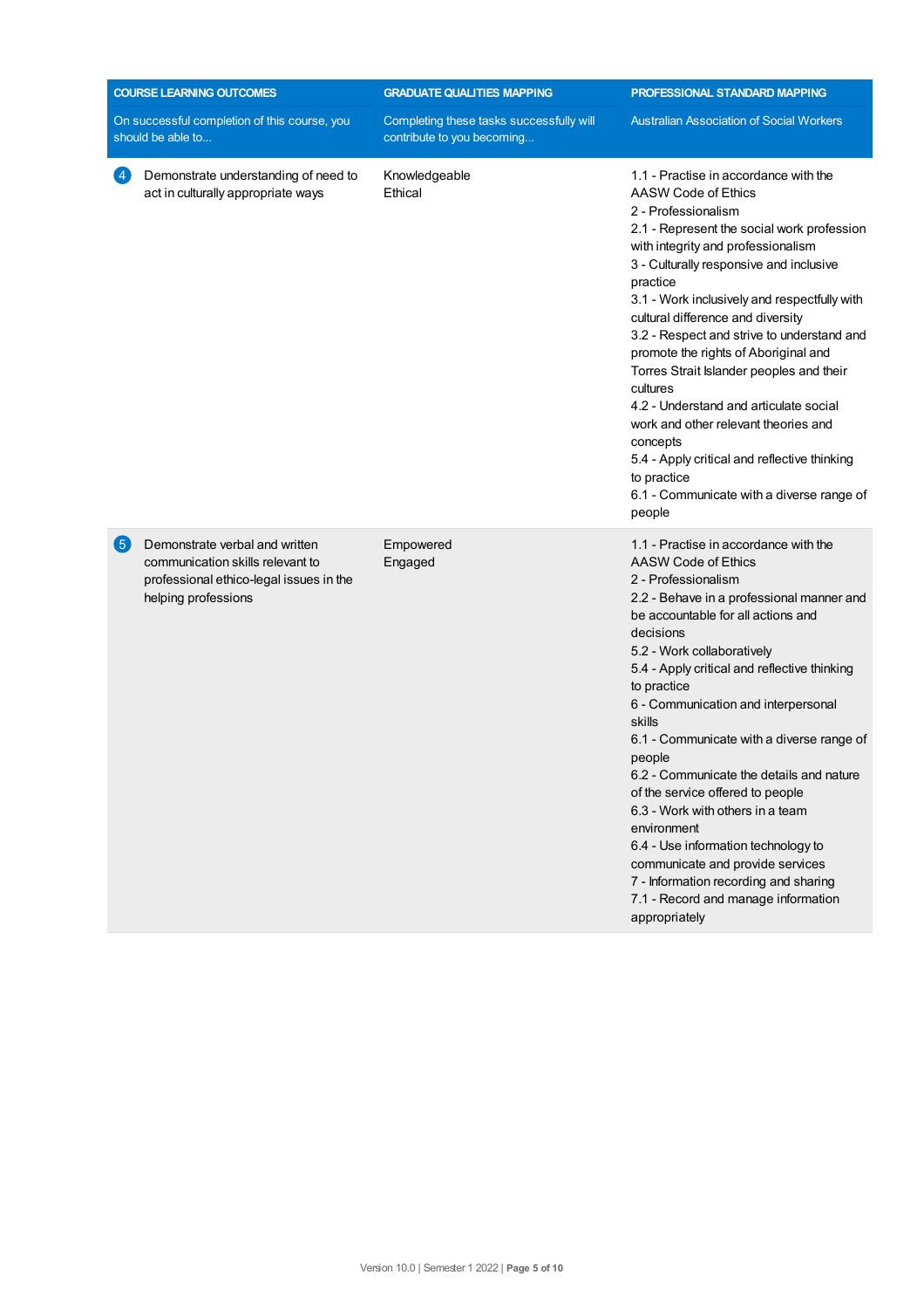| COURSE LEARNING OUTCOMES On successful completion of this course, you should be able to... | GRADUATE QUALITIES MAPPING Completing these tasks successfully will contribute to you becoming... | PROFESSIONAL STANDARD MAPPING Australian Association of Social Workers |
|---|---|---|
| 4 Demonstrate understanding of need to act in culturally appropriate ways | Knowledgeable<br>Ethical | 1.1 - Practise in accordance with the AASW Code of Ethics<br>2 - Professionalism<br>2.1 - Represent the social work profession with integrity and professionalism<br>3 - Culturally responsive and inclusive practice<br>3.1 - Work inclusively and respectfully with cultural difference and diversity<br>3.2 - Respect and strive to understand and promote the rights of Aboriginal and Torres Strait Islander peoples and their cultures<br>4.2 - Understand and articulate social work and other relevant theories and concepts<br>5.4 - Apply critical and reflective thinking to practice<br>6.1 - Communicate with a diverse range of people |
| 5 Demonstrate verbal and written communication skills relevant to professional ethico-legal issues in the helping professions | Empowered<br>Engaged | 1.1 - Practise in accordance with the AASW Code of Ethics<br>2 - Professionalism<br>2.2 - Behave in a professional manner and be accountable for all actions and decisions<br>5.2 - Work collaboratively<br>5.4 - Apply critical and reflective thinking to practice<br>6 - Communication and interpersonal skills<br>6.1 - Communicate with a diverse range of people<br>6.2 - Communicate the details and nature of the service offered to people<br>6.3 - Work with others in a team environment<br>6.4 - Use information technology to communicate and provide services<br>7 - Information recording and sharing<br>7.1 - Record and manage information appropriately |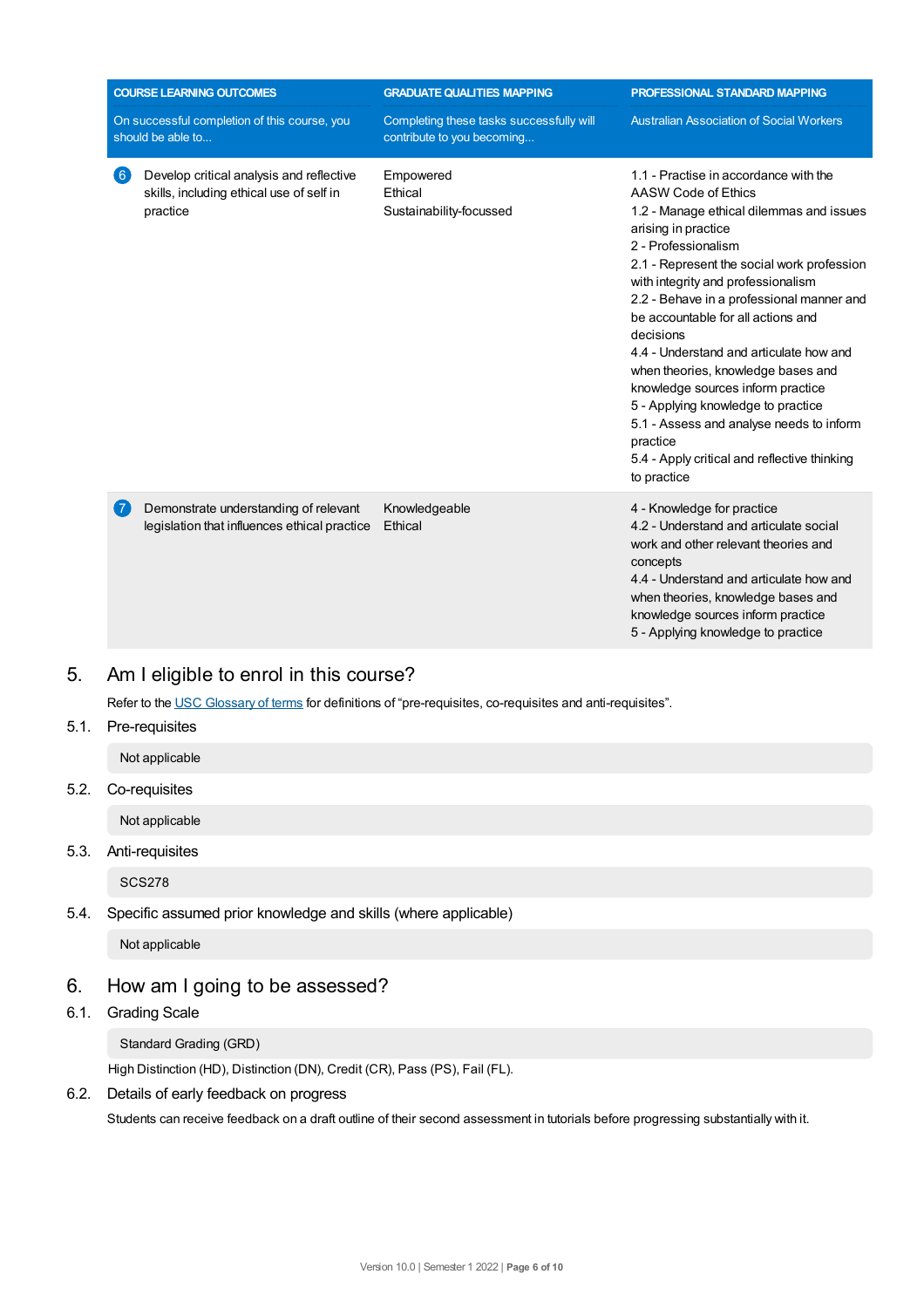| COURSE LEARNING OUTCOMES | GRADUATE QUALITIES MAPPING | PROFESSIONAL STANDARD MAPPING |
|---|---|---|
| On successful completion of this course, you should be able to... | Completing these tasks successfully will contribute to you becoming... | Australian Association of Social Workers |
| 6 Develop critical analysis and reflective skills, including ethical use of self in practice | Empowered<br>Ethical<br>Sustainability-focussed | 1.1 - Practise in accordance with the AASW Code of Ethics<br>1.2 - Manage ethical dilemmas and issues arising in practice<br>2 - Professionalism<br>2.1 - Represent the social work profession with integrity and professionalism<br>2.2 - Behave in a professional manner and be accountable for all actions and decisions<br>4.4 - Understand and articulate how and when theories, knowledge bases and knowledge sources inform practice<br>5 - Applying knowledge to practice<br>5.1 - Assess and analyse needs to inform practice<br>5.4 - Apply critical and reflective thinking to practice |
| 7 Demonstrate understanding of relevant legislation that influences ethical practice | Knowledgeable<br>Ethical | 4 - Knowledge for practice<br>4.2 - Understand and articulate social work and other relevant theories and concepts<br>4.4 - Understand and articulate how and when theories, knowledge bases and knowledge sources inform practice<br>5 - Applying knowledge to practice |

## 5. Am I eligible to enrol in this course?

Refer to the USC Glossary of terms for definitions of "pre-requisites, co-requisites and anti-requisites".

### 5.1. Pre-requisites

Not applicable

### 5.2. Co-requisites

Not applicable

### 5.3. Anti-requisites

SCS278

### 5.4. Specific assumed prior knowledge and skills (where applicable)

Not applicable

## 6. How am I going to be assessed?

### 6.1. Grading Scale

Standard Grading (GRD)

High Distinction (HD), Distinction (DN), Credit (CR), Pass (PS), Fail (FL).

### 6.2. Details of early feedback on progress

Students can receive feedback on a draft outline of their second assessment in tutorials before progressing substantially with it.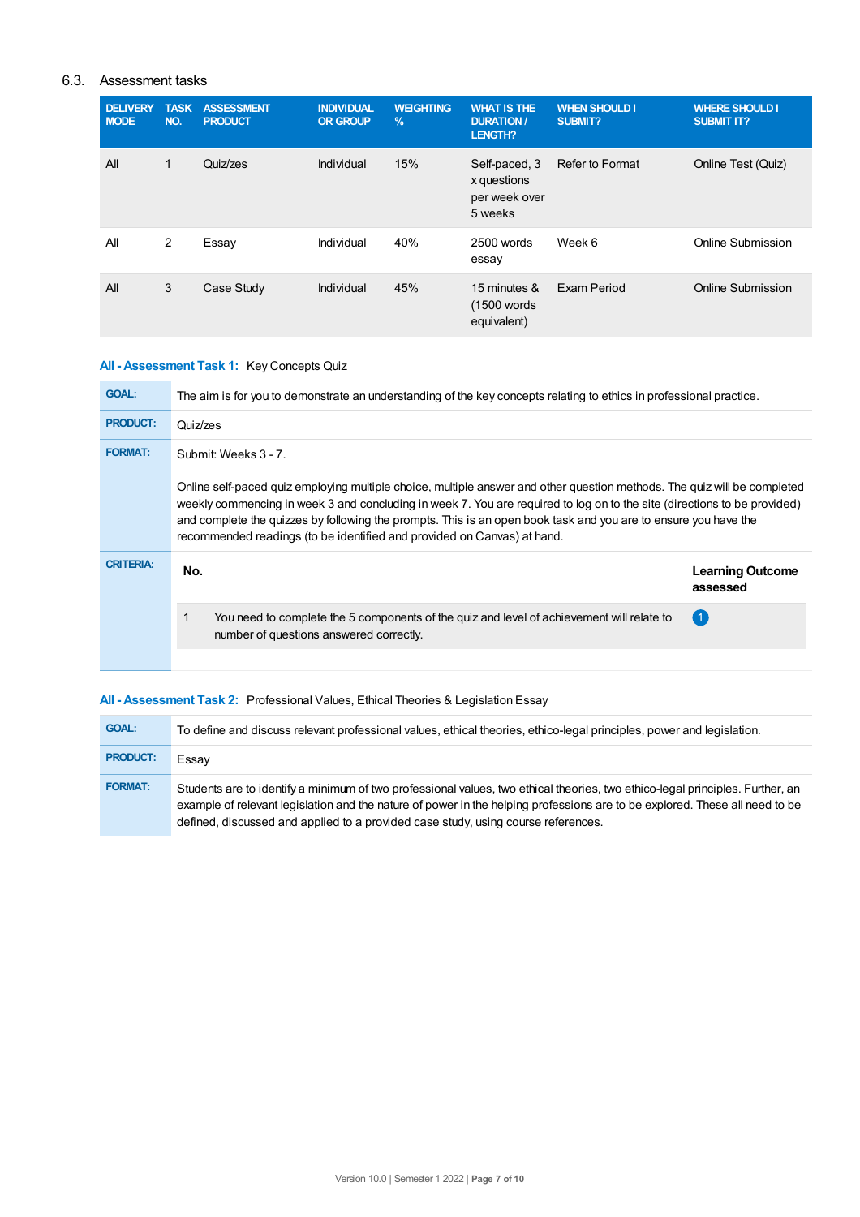## 6.3. Assessment tasks

| DELIVERY MODE | TASK NO. | ASSESSMENT PRODUCT | INDIVIDUAL OR GROUP | WEIGHTING % | WHAT IS THE DURATION / LENGTH? | WHEN SHOULD I SUBMIT? | WHERE SHOULD I SUBMIT IT? |
|---|---|---|---|---|---|---|---|
| All | 1 | Quiz/zes | Individual | 15% | Self-paced, 3 x questions per week over 5 weeks | Refer to Format | Online Test (Quiz) |
| All | 2 | Essay | Individual | 40% | 2500 words essay | Week 6 | Online Submission |
| All | 3 | Case Study | Individual | 45% | 15 minutes & (1500 words equivalent) | Exam Period | Online Submission |

### All - Assessment Task 1: Key Concepts Quiz

| | |
|---|---|
| **GOAL:** | The aim is for you to demonstrate an understanding of the key concepts relating to ethics in professional practice. |
| **PRODUCT:** | Quiz/zes |
| **FORMAT:** | Submit: Weeks 3 - 7.<br><br>Online self-paced quiz employing multiple choice, multiple answer and other question methods. The quiz will be completed weekly commencing in week 3 and concluding in week 7. You are required to log on to the site (directions to be provided) and complete the quizzes by following the prompts. This is an open book task and you are to ensure you have the recommended readings (to be identified and provided on Canvas) at hand. |
| **CRITERIA:** | |

| No. | | Learning Outcome assessed |
|---|---|---|
| 1 | You need to complete the 5 components of the quiz and level of achievement will relate to number of questions answered correctly. | 1 |

### All - Assessment Task 2: Professional Values, Ethical Theories & Legislation Essay

| | |
|---|---|
| **GOAL:** | To define and discuss relevant professional values, ethical theories, ethico-legal principles, power and legislation. |
| **PRODUCT:** | Essay |
| **FORMAT:** | Students are to identify a minimum of two professional values, two ethical theories, two ethico-legal principles. Further, an example of relevant legislation and the nature of power in the helping professions are to be explored. These all need to be defined, discussed and applied to a provided case study, using course references. |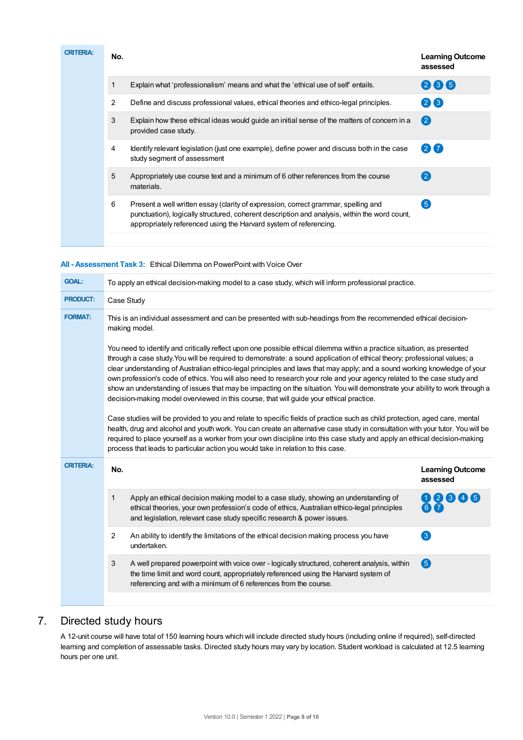**CRITERIA:**

| No. | | Learning Outcome assessed |
|---|---|---|
| 1 | Explain what 'professionalism' means and what the 'ethical use of self' entails. | 2 3 5 |
| 2 | Define and discuss professional values, ethical theories and ethico-legal principles. | 2 3 |
| 3 | Explain how these ethical ideas would guide an initial sense of the matters of concern in a provided case study. | 2 |
| 4 | Identify relevant legislation (just one example), define power and discuss both in the case study segment of assessment | 2 7 |
| 5 | Appropriately use course text and a minimum of 6 other references from the course materials. | 2 |
| 6 | Present a well written essay (clarity of expression, correct grammar, spelling and punctuation), logically structured, coherent description and analysis, within the word count, appropriately referenced using the Harvard system of referencing. | 5 |

**All - Assessment Task 3:** Ethical Dilemma on PowerPoint with Voice Over

**GOAL:** To apply an ethical decision-making model to a case study, which will inform professional practice.

**PRODUCT:** Case Study

**FORMAT:** This is an individual assessment and can be presented with sub-headings from the recommended ethical decision-making model.

You need to identify and critically reflect upon one possible ethical dilemma within a practice situation, as presented through a case study.You will be required to demonstrate: a sound application of ethical theory; professional values; a clear understanding of Australian ethico-legal principles and laws that may apply; and a sound working knowledge of your own profession's code of ethics. You will also need to research your role and your agency related to the case study and show an understanding of issues that may be impacting on the situation. You will demonstrate your ability to work through a decision-making model overviewed in this course, that will guide your ethical practice.

Case studies will be provided to you and relate to specific fields of practice such as child protection, aged care, mental health, drug and alcohol and youth work. You can create an alternative case study in consultation with your tutor. You will be required to place yourself as a worker from your own discipline into this case study and apply an ethical decision-making process that leads to particular action you would take in relation to this case.

**CRITERIA:**

| No. | | Learning Outcome assessed |
|---|---|---|
| 1 | Apply an ethical decision making model to a case study, showing an understanding of ethical theories, your own profession's code of ethics, Australian ethico-legal principles and legislation, relevant case study specific research & power issues. | 1 2 3 4 5 6 7 |
| 2 | An ability to identify the limitations of the ethical decision making process you have undertaken. | 3 |
| 3 | A well prepared powerpoint with voice over - logically structured, coherent analysis, within the time limit and word count, appropriately referenced using the Harvard system of referencing and with a minimum of 6 references from the course. | 5 |

## 7. Directed study hours

A 12-unit course will have total of 150 learning hours which will include directed study hours (including online if required), self-directed learning and completion of assessable tasks. Directed study hours may vary by location. Student workload is calculated at 12.5 learning hours per one unit.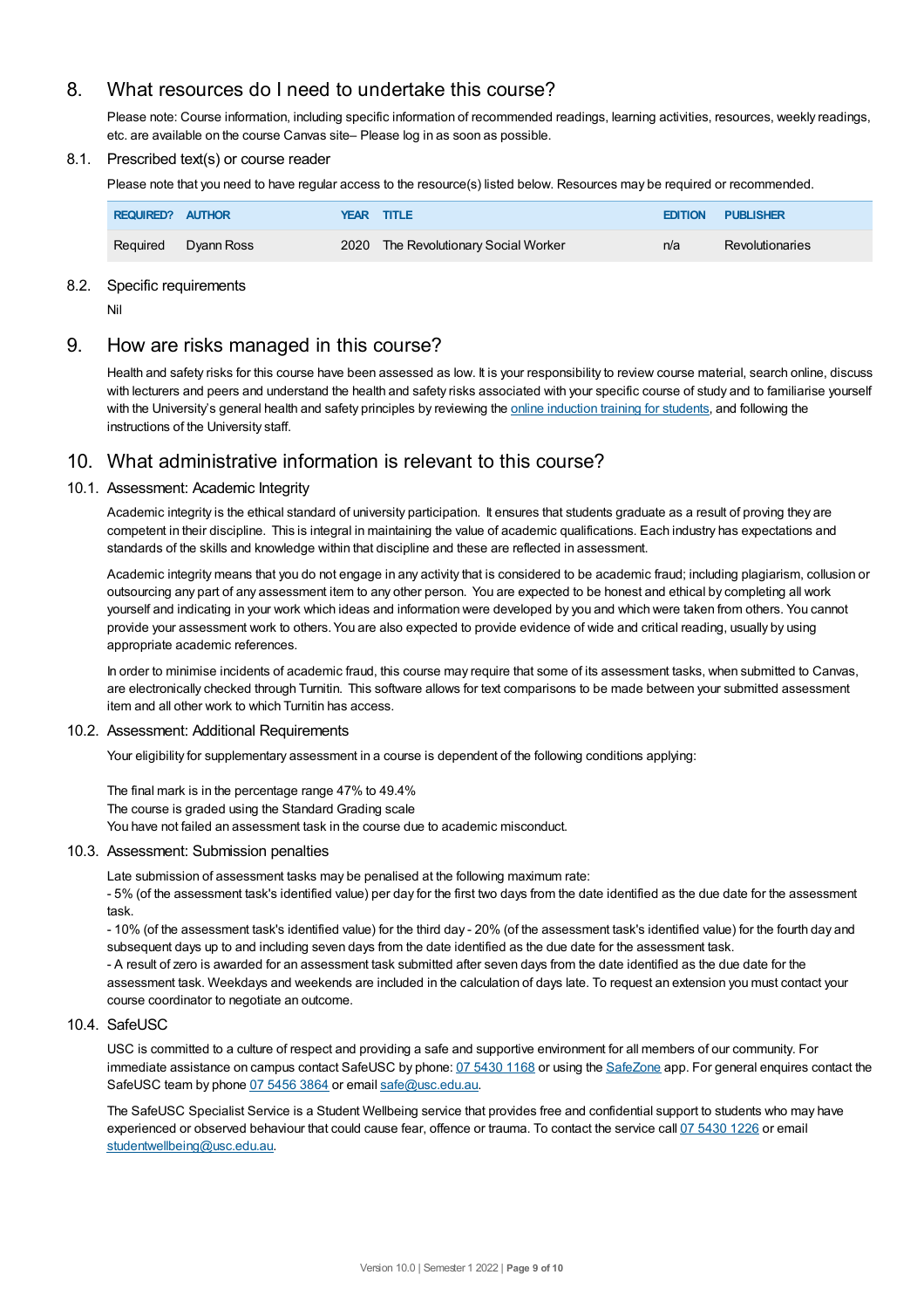## 8. What resources do I need to undertake this course?

Please note: Course information, including specific information of recommended readings, learning activities, resources, weekly readings, etc. are available on the course Canvas site– Please log in as soon as possible.

### 8.1. Prescribed text(s) or course reader

Please note that you need to have regular access to the resource(s) listed below. Resources may be required or recommended.

| REQUIRED? | AUTHOR | YEAR | TITLE | EDITION | PUBLISHER |
|---|---|---|---|---|---|
| Required | Dyann Ross | 2020 | The Revolutionary Social Worker | n/a | Revolutionaries |

### 8.2. Specific requirements

Nil

## 9. How are risks managed in this course?

Health and safety risks for this course have been assessed as low. It is your responsibility to review course material, search online, discuss with lecturers and peers and understand the health and safety risks associated with your specific course of study and to familiarise yourself with the University's general health and safety principles by reviewing the [online induction training for students](), and following the instructions of the University staff.

## 10. What administrative information is relevant to this course?

### 10.1. Assessment: Academic Integrity

Academic integrity is the ethical standard of university participation. It ensures that students graduate as a result of proving they are competent in their discipline. This is integral in maintaining the value of academic qualifications. Each industry has expectations and standards of the skills and knowledge within that discipline and these are reflected in assessment.

Academic integrity means that you do not engage in any activity that is considered to be academic fraud; including plagiarism, collusion or outsourcing any part of any assessment item to any other person. You are expected to be honest and ethical by completing all work yourself and indicating in your work which ideas and information were developed by you and which were taken from others. You cannot provide your assessment work to others. You are also expected to provide evidence of wide and critical reading, usually by using appropriate academic references.

In order to minimise incidents of academic fraud, this course may require that some of its assessment tasks, when submitted to Canvas, are electronically checked through Turnitin. This software allows for text comparisons to be made between your submitted assessment item and all other work to which Turnitin has access.

### 10.2. Assessment: Additional Requirements

Your eligibility for supplementary assessment in a course is dependent of the following conditions applying:

The final mark is in the percentage range 47% to 49.4%
The course is graded using the Standard Grading scale
You have not failed an assessment task in the course due to academic misconduct.

### 10.3. Assessment: Submission penalties

Late submission of assessment tasks may be penalised at the following maximum rate:
- 5% (of the assessment task's identified value) per day for the first two days from the date identified as the due date for the assessment task.
- 10% (of the assessment task's identified value) for the third day - 20% (of the assessment task's identified value) for the fourth day and subsequent days up to and including seven days from the date identified as the due date for the assessment task.
- A result of zero is awarded for an assessment task submitted after seven days from the date identified as the due date for the assessment task. Weekdays and weekends are included in the calculation of days late. To request an extension you must contact your course coordinator to negotiate an outcome.

### 10.4. SafeUSC

USC is committed to a culture of respect and providing a safe and supportive environment for all members of our community. For immediate assistance on campus contact SafeUSC by phone: 07 5430 1168 or using the SafeZone app. For general enquires contact the SafeUSC team by phone 07 5456 3864 or email safe@usc.edu.au.

The SafeUSC Specialist Service is a Student Wellbeing service that provides free and confidential support to students who may have experienced or observed behaviour that could cause fear, offence or trauma. To contact the service call 07 5430 1226 or email studentwellbeing@usc.edu.au.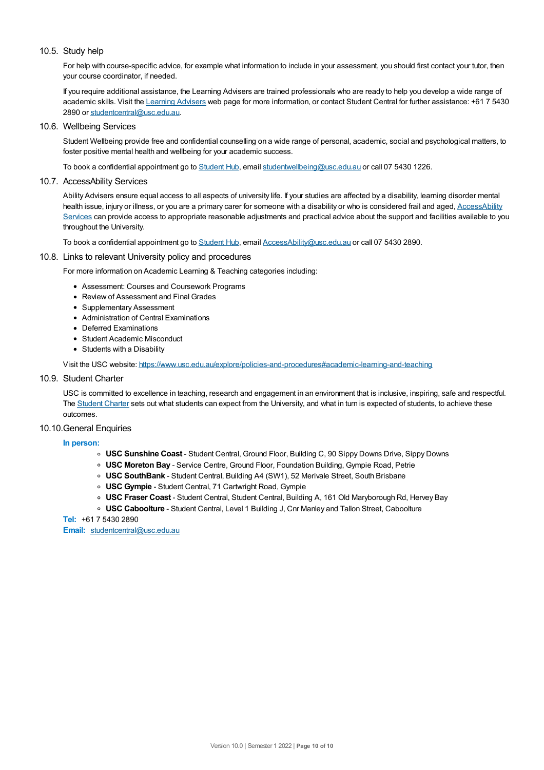### 10.5. Study help

For help with course-specific advice, for example what information to include in your assessment, you should first contact your tutor, then your course coordinator, if needed.

If you require additional assistance, the Learning Advisers are trained professionals who are ready to help you develop a wide range of academic skills. Visit the Learning Advisers web page for more information, or contact Student Central for further assistance: +61 7 5430 2890 or studentcentral@usc.edu.au.

### 10.6. Wellbeing Services

Student Wellbeing provide free and confidential counselling on a wide range of personal, academic, social and psychological matters, to foster positive mental health and wellbeing for your academic success.

To book a confidential appointment go to Student Hub, email studentwellbeing@usc.edu.au or call 07 5430 1226.

### 10.7. AccessAbility Services

Ability Advisers ensure equal access to all aspects of university life. If your studies are affected by a disability, learning disorder mental health issue, injury or illness, or you are a primary carer for someone with a disability or who is considered frail and aged, AccessAbility Services can provide access to appropriate reasonable adjustments and practical advice about the support and facilities available to you throughout the University.

To book a confidential appointment go to Student Hub, email AccessAbility@usc.edu.au or call 07 5430 2890.

### 10.8. Links to relevant University policy and procedures

For more information on Academic Learning & Teaching categories including:

- Assessment: Courses and Coursework Programs
- Review of Assessment and Final Grades
- Supplementary Assessment
- Administration of Central Examinations
- Deferred Examinations
- Student Academic Misconduct
- Students with a Disability

Visit the USC website: https://www.usc.edu.au/explore/policies-and-procedures#academic-learning-and-teaching

### 10.9. Student Charter

USC is committed to excellence in teaching, research and engagement in an environment that is inclusive, inspiring, safe and respectful. The Student Charter sets out what students can expect from the University, and what in turn is expected of students, to achieve these outcomes.

### 10.10. General Enquiries

**In person:**

- **USC Sunshine Coast** - Student Central, Ground Floor, Building C, 90 Sippy Downs Drive, Sippy Downs
- **USC Moreton Bay** - Service Centre, Ground Floor, Foundation Building, Gympie Road, Petrie
- **USC SouthBank** - Student Central, Building A4 (SW1), 52 Merivale Street, South Brisbane
- **USC Gympie** - Student Central, 71 Cartwright Road, Gympie
- **USC Fraser Coast** - Student Central, Student Central, Building A, 161 Old Maryborough Rd, Hervey Bay
- **USC Caboolture** - Student Central, Level 1 Building J, Cnr Manley and Tallon Street, Caboolture

**Tel:** +61 7 5430 2890

**Email:** studentcentral@usc.edu.au